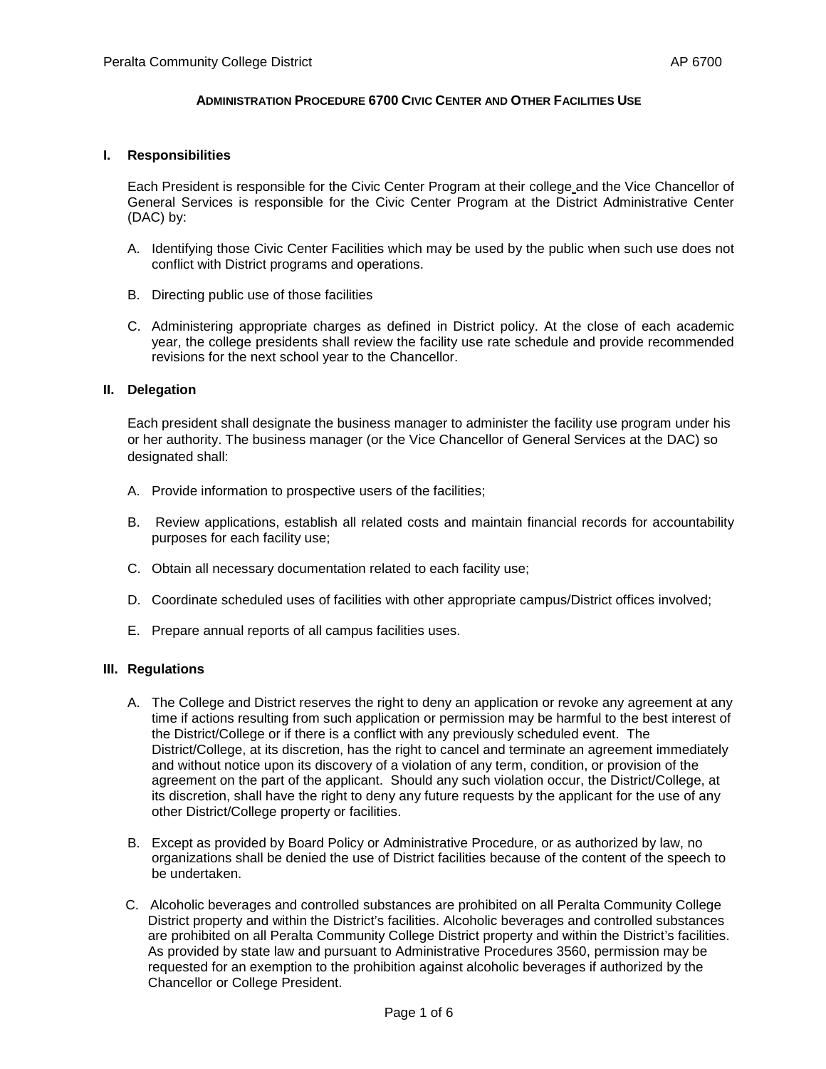**ADMINISTRATION PROCEDURE 6700 CIVIC CENTER AND OTHER FACILITIES USE**

## I. Responsibilities

Each President is responsible for the Civic Center Program at their college and the Vice Chancellor of General Services is responsible for the Civic Center Program at the District Administrative Center (DAC) by:

A. Identifying those Civic Center Facilities which may be used by the public when such use does not conflict with District programs and operations.

B. Directing public use of those facilities

C. Administering appropriate charges as defined in District policy. At the close of each academic year, the college presidents shall review the facility use rate schedule and provide recommended revisions for the next school year to the Chancellor.

## II. Delegation

Each president shall designate the business manager to administer the facility use program under his or her authority. The business manager (or the Vice Chancellor of General Services at the DAC) so designated shall:

A. Provide information to prospective users of the facilities;

B. Review applications, establish all related costs and maintain financial records for accountability purposes for each facility use;

C. Obtain all necessary documentation related to each facility use;

D. Coordinate scheduled uses of facilities with other appropriate campus/District offices involved;

E. Prepare annual reports of all campus facilities uses.

## III. Regulations

A. The College and District reserves the right to deny an application or revoke any agreement at any time if actions resulting from such application or permission may be harmful to the best interest of the District/College or if there is a conflict with any previously scheduled event. The District/College, at its discretion, has the right to cancel and terminate an agreement immediately and without notice upon its discovery of a violation of any term, condition, or provision of the agreement on the part of the applicant. Should any such violation occur, the District/College, at its discretion, shall have the right to deny any future requests by the applicant for the use of any other District/College property or facilities.

B. Except as provided by Board Policy or Administrative Procedure, or as authorized by law, no organizations shall be denied the use of District facilities because of the content of the speech to be undertaken.

C. Alcoholic beverages and controlled substances are prohibited on all Peralta Community College District property and within the District's facilities. Alcoholic beverages and controlled substances are prohibited on all Peralta Community College District property and within the District's facilities. As provided by state law and pursuant to Administrative Procedures 3560, permission may be requested for an exemption to the prohibition against alcoholic beverages if authorized by the Chancellor or College President.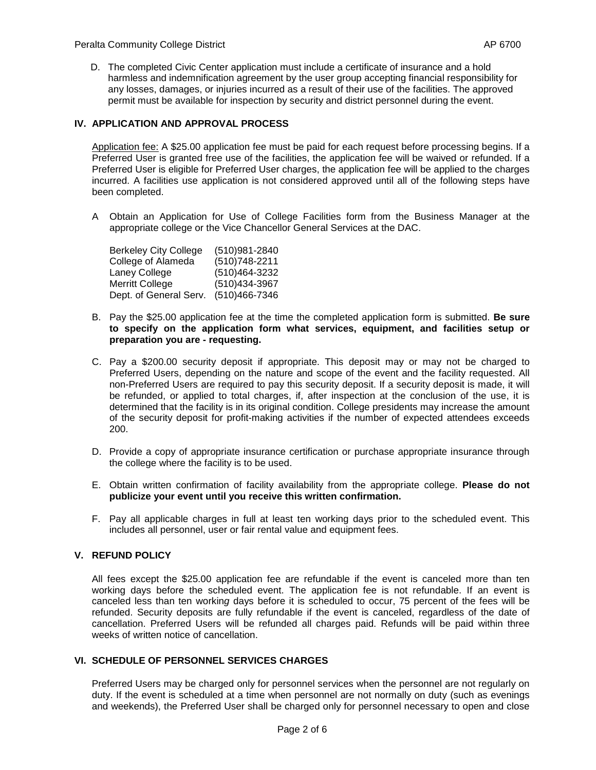D. The completed Civic Center application must include a certificate of insurance and a hold harmless and indemnification agreement by the user group accepting financial responsibility for any losses, damages, or injuries incurred as a result of their use of the facilities. The approved permit must be available for inspection by security and district personnel during the event.

## IV. APPLICATION AND APPROVAL PROCESS

Application fee: A $25.00 application fee must be paid for each request before processing begins. If a Preferred User is granted free use of the facilities, the application fee will be waived or refunded. If a Preferred User is eligible for Preferred User charges, the application fee will be applied to the charges incurred. A facilities use application is not considered approved until all of the following steps have been completed.

A Obtain an Application for Use of College Facilities form from the Business Manager at the appropriate college or the Vice Chancellor General Services at the DAC.

| | |
|---|---|
| Berkeley City College | (510)981-2840 |
| College of Alameda | (510)748-2211 |
| Laney College | (510)464-3232 |
| Merritt College | (510)434-3967 |
| Dept. of General Serv. | (510)466-7346 |

B. Pay the $25.00 application fee at the time the completed application form is submitted. **Be sure to specify on the application form what services, equipment, and facilities setup or preparation you are - requesting.**

C. Pay a $200.00 security deposit if appropriate. This deposit may or may not be charged to Preferred Users, depending on the nature and scope of the event and the facility requested. All non-Preferred Users are required to pay this security deposit. If a security deposit is made, it will be refunded, or applied to total charges, if, after inspection at the conclusion of the use, it is determined that the facility is in its original condition. College presidents may increase the amount of the security deposit for profit-making activities if the number of expected attendees exceeds 200.

D. Provide a copy of appropriate insurance certification or purchase appropriate insurance through the college where the facility is to be used.

E. Obtain written confirmation of facility availability from the appropriate college. **Please do not publicize your event until you receive this written confirmation.**

F. Pay all applicable charges in full at least ten working days prior to the scheduled event. This includes all personnel, user or fair rental value and equipment fees.

## V. REFUND POLICY

All fees except the $25.00 application fee are refundable if the event is canceled more than ten working days before the scheduled event. The application fee is not refundable. If an event is canceled less than ten working days before it is scheduled to occur, 75 percent of the fees will be refunded. Security deposits are fully refundable if the event is canceled, regardless of the date of cancellation. Preferred Users will be refunded all charges paid. Refunds will be paid within three weeks of written notice of cancellation.

## VI. SCHEDULE OF PERSONNEL SERVICES CHARGES

Preferred Users may be charged only for personnel services when the personnel are not regularly on duty. If the event is scheduled at a time when personnel are not normally on duty (such as evenings and weekends), the Preferred User shall be charged only for personnel necessary to open and close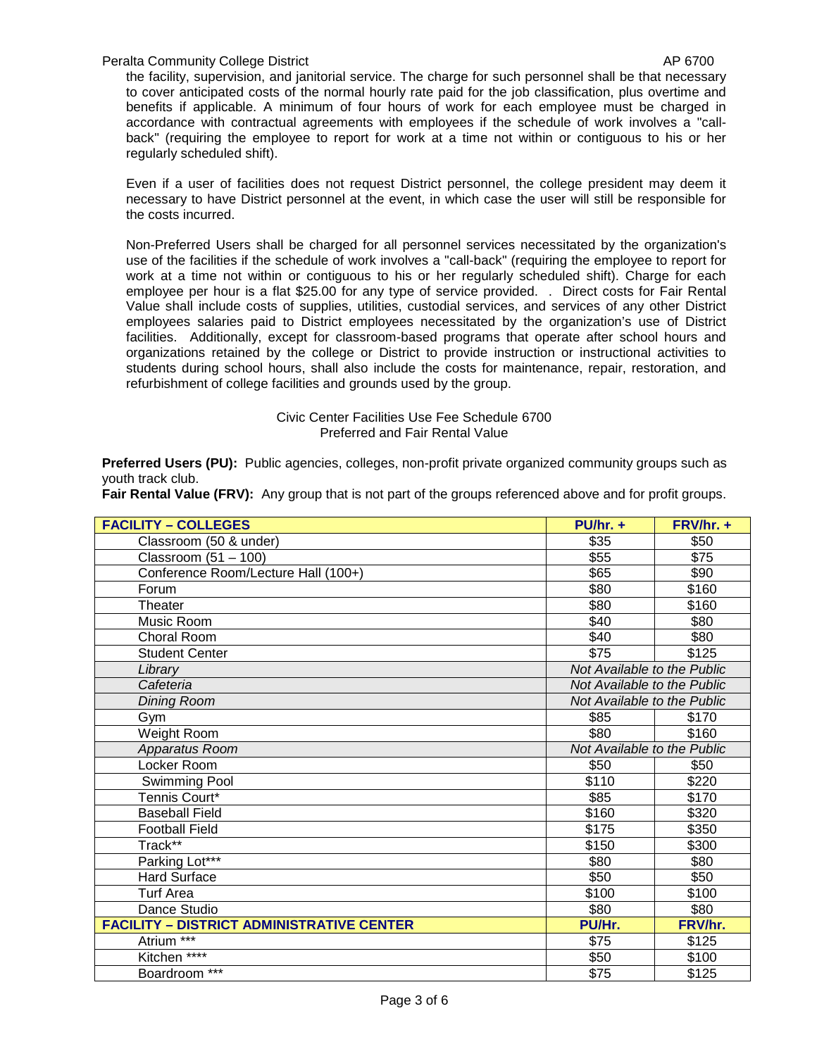the facility, supervision, and janitorial service. The charge for such personnel shall be that necessary to cover anticipated costs of the normal hourly rate paid for the job classification, plus overtime and benefits if applicable. A minimum of four hours of work for each employee must be charged in accordance with contractual agreements with employees if the schedule of work involves a "call-back" (requiring the employee to report for work at a time not within or contiguous to his or her regularly scheduled shift).

Even if a user of facilities does not request District personnel, the college president may deem it necessary to have District personnel at the event, in which case the user will still be responsible for the costs incurred.

Non-Preferred Users shall be charged for all personnel services necessitated by the organization's use of the facilities if the schedule of work involves a "call-back" (requiring the employee to report for work at a time not within or contiguous to his or her regularly scheduled shift). Charge for each employee per hour is a flat $25.00 for any type of service provided. . Direct costs for Fair Rental Value shall include costs of supplies, utilities, custodial services, and services of any other District employees salaries paid to District employees necessitated by the organization's use of District facilities. Additionally, except for classroom-based programs that operate after school hours and organizations retained by the college or District to provide instruction or instructional activities to students during school hours, shall also include the costs for maintenance, repair, restoration, and refurbishment of college facilities and grounds used by the group.

Civic Center Facilities Use Fee Schedule 6700
Preferred and Fair Rental Value

**Preferred Users (PU):** Public agencies, colleges, non-profit private organized community groups such as youth track club.
**Fair Rental Value (FRV):** Any group that is not part of the groups referenced above and for profit groups.

| **FACILITY – COLLEGES** | **PU/hr. +** | **FRV/hr. +** |
|---|---|---|
| Classroom (50 & under) | $35 | $50 |
| Classroom (51 – 100) | $55 | $75 |
| Conference Room/Lecture Hall (100+) | $65 | $90 |
| Forum | $80 | $160 |
| Theater | $80 | $160 |
| Music Room | $40 | $80 |
| Choral Room | $40 | $80 |
| Student Center | $75 | $125 |
| *Library* | *Not Available to the Public* | |
| *Cafeteria* | *Not Available to the Public* | |
| *Dining Room* | *Not Available to the Public* | |
| Gym | $85 | $170 |
| Weight Room | $80 | $160 |
| *Apparatus Room* | *Not Available to the Public* | |
| Locker Room | $50 | $50 |
| Swimming Pool | $110 | $220 |
| Tennis Court* | $85 | $170 |
| Baseball Field | $160 | $320 |
| Football Field | $175 | $350 |
| Track** | $150 | $300 |
| Parking Lot*** | $80 | $80 |
| Hard Surface | $50 | $50 |
| Turf Area | $100 | $100 |
| Dance Studio | $80 | $80 |
| **FACILITY – DISTRICT ADMINISTRATIVE CENTER** | **PU/Hr.** | **FRV/hr.** |
| Atrium *** | $75 | $125 |
| Kitchen **** | $50 | $100 |
| Boardroom *** | $75 | $125 |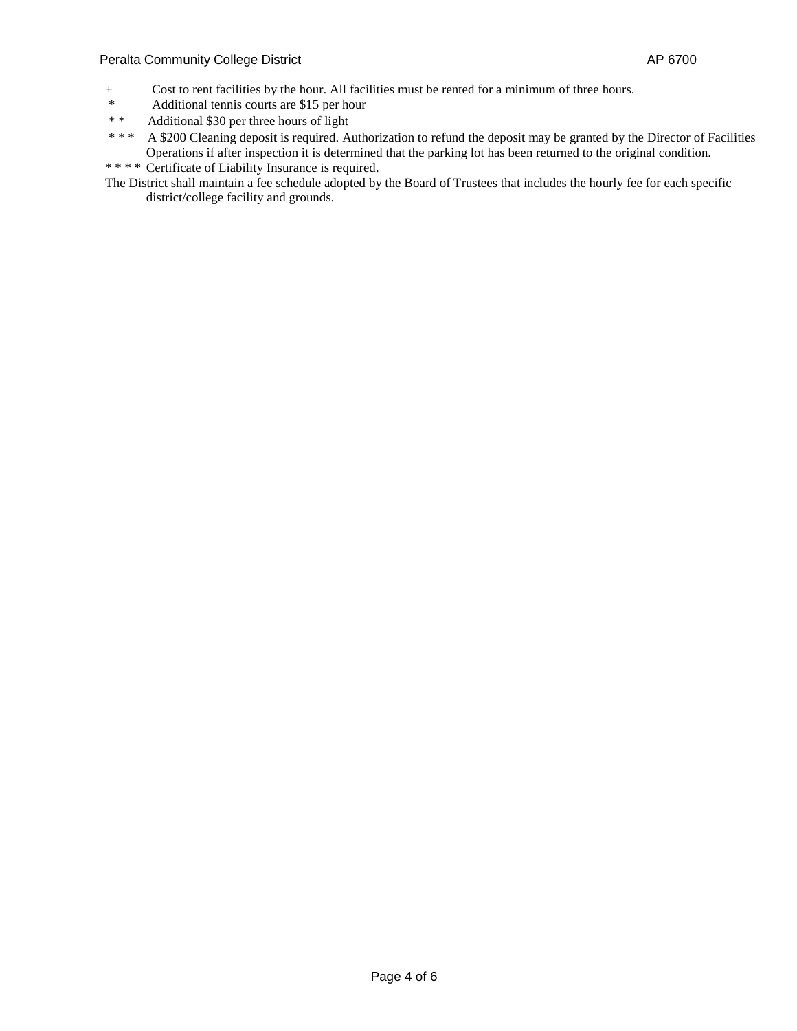+ Cost to rent facilities by the hour. All facilities must be rented for a minimum of three hours.

* Additional tennis courts are $15 per hour

* * Additional $30 per three hours of light

* * * A $200 Cleaning deposit is required. Authorization to refund the deposit may be granted by the Director of Facilities Operations if after inspection it is determined that the parking lot has been returned to the original condition.

* * * * Certificate of Liability Insurance is required.

The District shall maintain a fee schedule adopted by the Board of Trustees that includes the hourly fee for each specific district/college facility and grounds.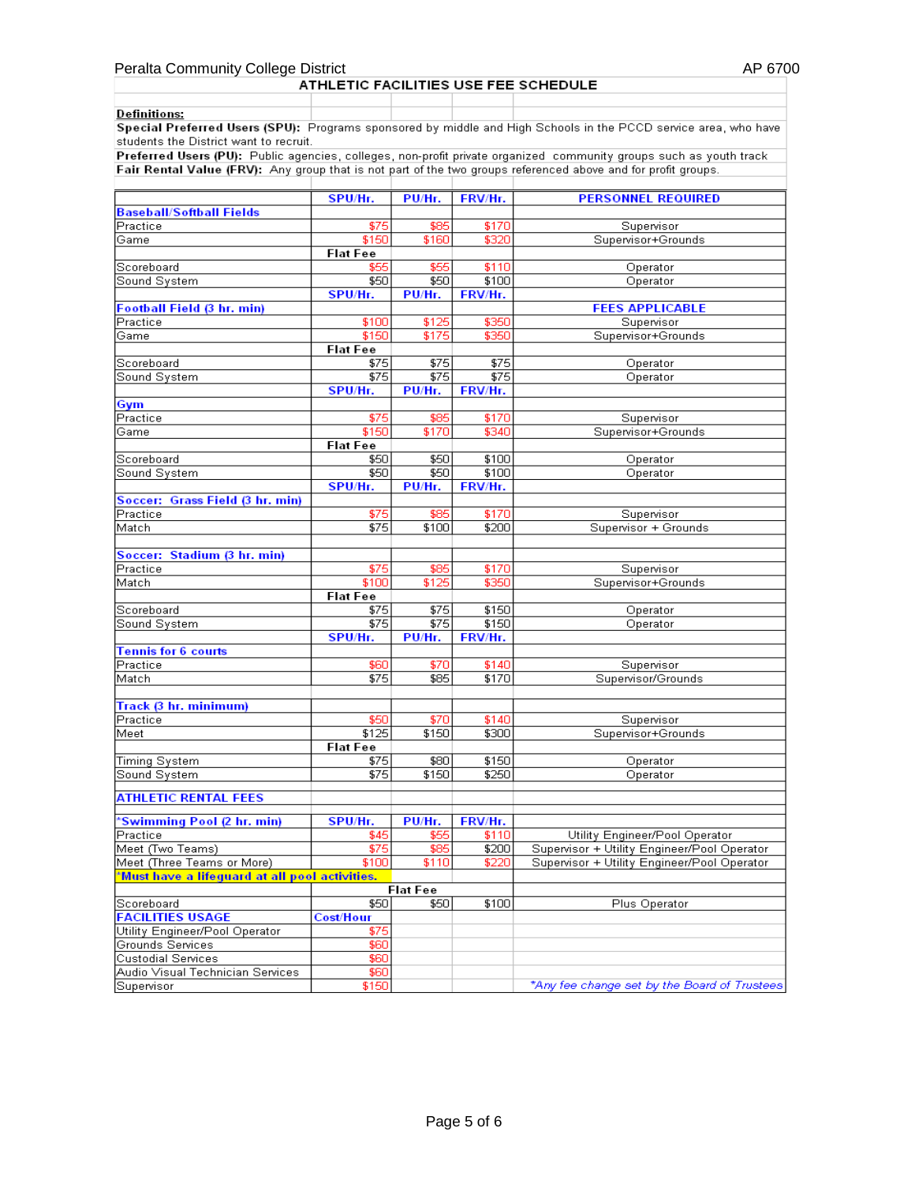Peralta Community College District — AP 6700

## ATHLETIC FACILITIES USE FEE SCHEDULE

**Definitions:**

**Special Preferred Users (SPU):** Programs sponsored by middle and High Schools in the PCCD service area, who have students the District want to recruit.

**Preferred Users (PU):** Public agencies, colleges, non-profit private organized community groups such as youth track

**Fair Rental Value (FRV):** Any group that is not part of the two groups referenced above and for profit groups.

| | SPU/Hr. | PU/Hr. | FRV/Hr. | PERSONNEL REQUIRED |
|---|---|---|---|---|
| **Baseball/Softball Fields** | | | | |
| Practice | $75 | $85 | $170 | Supervisor |
| Game | $150 | $160 | $320 | Supervisor+Grounds |
| | **Flat Fee** | | | |
| Scoreboard | $55 | $55 | $110 | Operator |
| Sound System | $50 | $50 | $100 | Operator |
| | **SPU/Hr.** | **PU/Hr.** | **FRV/Hr.** | |
| **Football Field (3 hr. min)** | | | | **FEES APPLICABLE** |
| Practice | $100 | $125 | $350 | Supervisor |
| Game | $150 | $175 | $350 | Supervisor+Grounds |
| | **Flat Fee** | | | |
| Scoreboard | $75 | $75 | $75 | Operator |
| Sound System | $75 | $75 | $75 | Operator |
| | **SPU/Hr.** | **PU/Hr.** | **FRV/Hr.** | |
| **Gym** | | | | |
| Practice | $75 | $85 | $170 | Supervisor |
| Game | $150 | $170 | $340 | Supervisor+Grounds |
| | **Flat Fee** | | | |
| Scoreboard | $50 | $50 | $100 | Operator |
| Sound System | $50 | $50 | $100 | Operator |
| | **SPU/Hr.** | **PU/Hr.** | **FRV/Hr.** | |
| **Soccer: Grass Field (3 hr. min)** | | | | |
| Practice | $75 | $85 | $170 | Supervisor |
| Match | $75 | $100 | $200 | Supervisor + Grounds |
| | | | | |
| **Soccer: Stadium (3 hr. min)** | | | | |
| Practice | $75 | $85 | $170 | Supervisor |
| Match | $100 | $125 | $350 | Supervisor+Grounds |
| | **Flat Fee** | | | |
| Scoreboard | $75 | $75 | $150 | Operator |
| Sound System | $75 | $75 | $150 | Operator |
| | **SPU/Hr.** | **PU/Hr.** | **FRV/Hr.** | |
| **Tennis for 6 courts** | | | | |
| Practice | $60 | $70 | $140 | Supervisor |
| Match | $75 | $85 | $170 | Supervisor/Grounds |
| | | | | |
| **Track (3 hr. minimum)** | | | | |
| Practice | $50 | $70 | $140 | Supervisor |
| Meet | $125 | $150 | $300 | Supervisor+Grounds |
| | **Flat Fee** | | | |
| Timing System | $75 | $80 | $150 | Operator |
| Sound System | $75 | $150 | $250 | Operator |
| | | | | |
| **ATHLETIC RENTAL FEES** | | | | |
| | | | | |
| ***Swimming Pool (2 hr. min)** | **SPU/Hr.** | **PU/Hr.** | **FRV/Hr.** | |
| Practice | $45 | $55 | $110 | Utility Engineer/Pool Operator |
| Meet (Two Teams) | $75 | $85 | $200 | Supervisor + Utility Engineer/Pool Operator |
| Meet (Three Teams or More) | $100 | $110 | $220 | Supervisor + Utility Engineer/Pool Operator |
| ***Must have a lifeguard at all pool activities.** | | | | |
| | | **Flat Fee** | | |
| Scoreboard | $50 | $50 | $100 | Plus Operator |
| **FACILITIES USAGE** | **Cost/Hour** | | | |
| Utility Engineer/Pool Operator | $75 | | | |
| Grounds Services | $60 | | | |
| Custodial Services | $60 | | | |
| Audio Visual Technician Services | $60 | | | |
| Supervisor | $150 | | | *\*Any fee change set by the Board of Trustees* |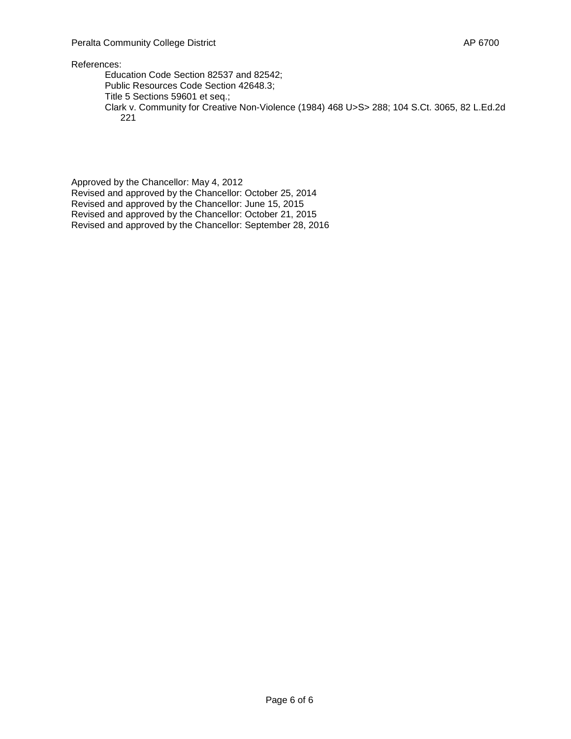References:

Education Code Section 82537 and 82542;
Public Resources Code Section 42648.3;
Title 5 Sections 59601 et seq.;
Clark v. Community for Creative Non-Violence (1984) 468 U>S> 288; 104 S.Ct. 3065, 82 L.Ed.2d 221

Approved by the Chancellor: May 4, 2012
Revised and approved by the Chancellor: October 25, 2014
Revised and approved by the Chancellor: June 15, 2015
Revised and approved by the Chancellor: October 21, 2015
Revised and approved by the Chancellor: September 28, 2016